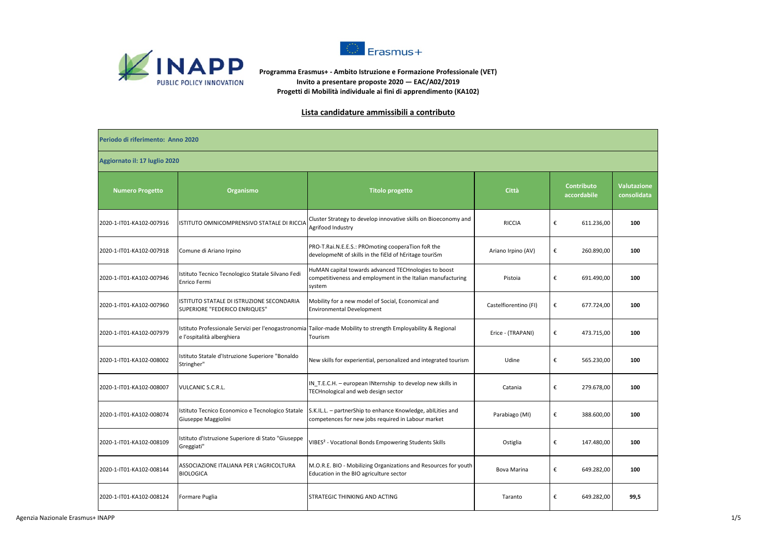**Programma Erasmus+ - Ambito Istruzione e Formazione Professionale (VET)**
**Invito a presentare proposte 2020 — EAC/A02/2019**
**Progetti di Mobilità individuale ai fini di apprendimento (KA102)**

## Lista candidature ammissibili a contributo

**Periodo di riferimento: Anno 2020**

**Aggiornato il: 17 luglio 2020**

| Numero Progetto | Organismo | Titolo progetto | Città | Contributo accordabile | Valutazione consolidata |
|---|---|---|---|---|---|
| 2020-1-IT01-KA102-007916 | ISTITUTO OMNICOMPRENSIVO STATALE DI RICCIA | Cluster Strategy to develop innovative skills on Bioeconomy and Agrifood Industry | RICCIA | € 611.236,00 | 100 |
| 2020-1-IT01-KA102-007918 | Comune di Ariano Irpino | PRO-T.Rai.N.E.E.S.: PROmoting cooperaTion foR the developmeNt of skills in the fiEld of hEritage touriSm | Ariano Irpino (AV) | € 260.890,00 | 100 |
| 2020-1-IT01-KA102-007946 | Istituto Tecnico Tecnologico Statale Silvano Fedi Enrico Fermi | HuMAN capital towards advanced TECHnologies to boost competitiveness and employment in the Italian manufacturing system | Pistoia | € 691.490,00 | 100 |
| 2020-1-IT01-KA102-007960 | ISTITUTO STATALE DI ISTRUZIONE SECONDARIA SUPERIORE "FEDERICO ENRIQUES" | Mobility for a new model of Social, Economical and Environmental Development | Castelfiorentino (FI) | € 677.724,00 | 100 |
| 2020-1-IT01-KA102-007979 | Istituto Professionale Servizi per l'enogastronomia e l'ospitalità alberghiera | Tailor-made Mobility to strength Employability & Regional Tourism | Erice - (TRAPANI) | € 473.715,00 | 100 |
| 2020-1-IT01-KA102-008002 | Istituto Statale d'Istruzione Superiore "Bonaldo Stringher" | New skills for experiential, personalized and integrated tourism | Udine | € 565.230,00 | 100 |
| 2020-1-IT01-KA102-008007 | VULCANIC S.C.R.L. | IN_T.E.C.H. – european INternship to develop new skills in TECHnological and web design sector | Catania | € 279.678,00 | 100 |
| 2020-1-IT01-KA102-008074 | Istituto Tecnico Economico e Tecnologico Statale Giuseppe Maggiolini | S.K.IL.L. – partnerShip to enhance Knowledge, abILities and competences for new jobs required in Labour market | Parabiago (MI) | € 388.600,00 | 100 |
| 2020-1-IT01-KA102-008109 | Istituto d'Istruzione Superiore di Stato "Giuseppe Greggiati" | VIBES² - VocatIonal Bonds Empowering Students Skills | Ostiglia | € 147.480,00 | 100 |
| 2020-1-IT01-KA102-008144 | ASSOCIAZIONE ITALIANA PER L'AGRICOLTURA BIOLOGICA | M.O.R.E. BIO - Mobilizing Organizations and Resources for youth Education in the BIO agriculture sector | Bova Marina | € 649.282,00 | 100 |
| 2020-1-IT01-KA102-008124 | Formare Puglia | STRATEGIC THINKING AND ACTING | Taranto | € 649.282,00 | 99,5 |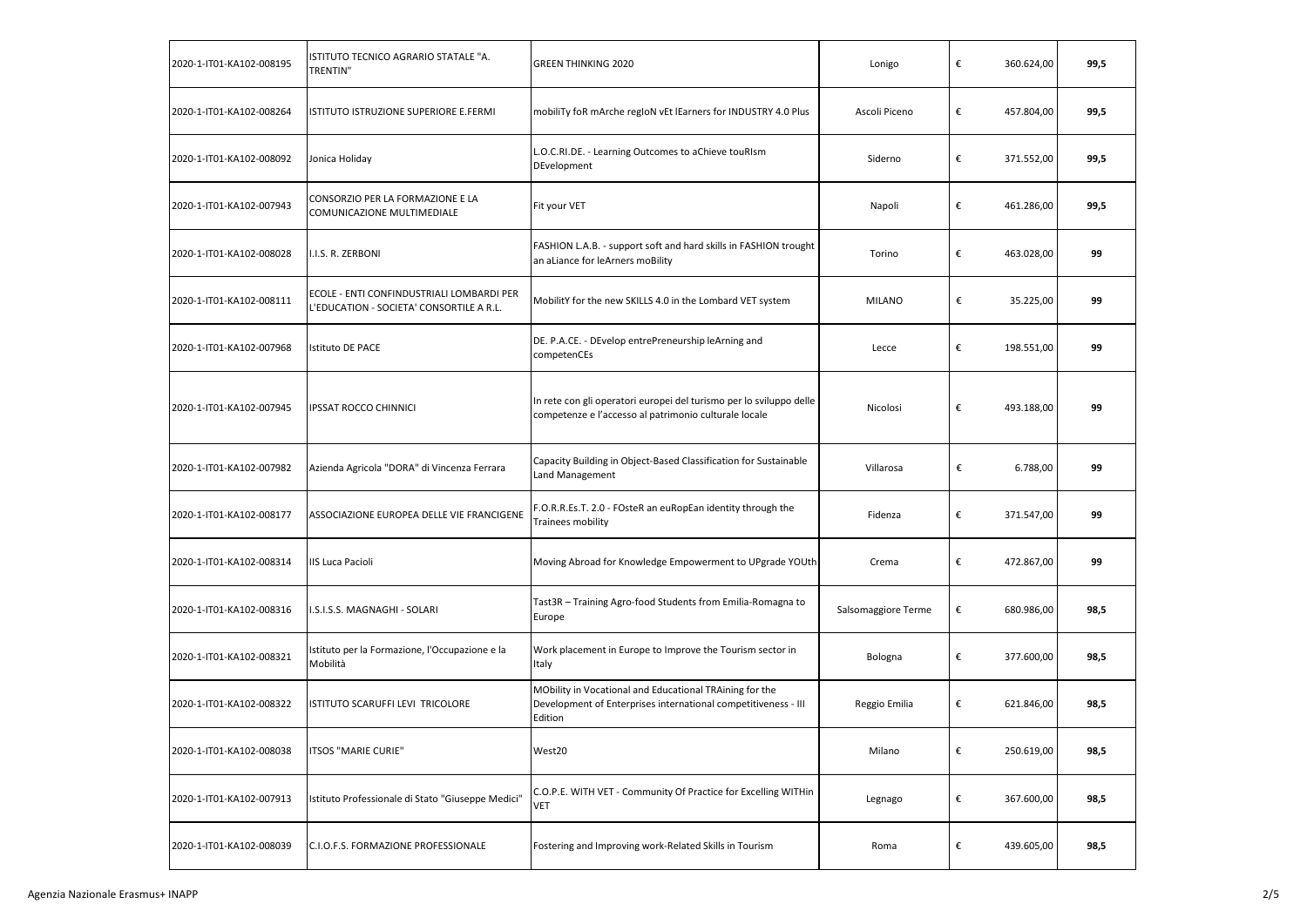| | | | | | |
|---|---|---|---|---|---|
| 2020-1-IT01-KA102-008195 | ISTITUTO TECNICO AGRARIO STATALE "A. TRENTIN" | GREEN THINKING 2020 | Lonigo | € 360.624,00 | **99,5** |
| 2020-1-IT01-KA102-008264 | ISTITUTO ISTRUZIONE SUPERIORE E.FERMI | mobiliTy foR mArche regIoN vEt lEarners for INDUSTRY 4.0 Plus | Ascoli Piceno | € 457.804,00 | **99,5** |
| 2020-1-IT01-KA102-008092 | Jonica Holiday | L.O.C.RI.DE. - Learning Outcomes to aChieve touRIsm DEvelopment | Siderno | € 371.552,00 | **99,5** |
| 2020-1-IT01-KA102-007943 | CONSORZIO PER LA FORMAZIONE E LA COMUNICAZIONE MULTIMEDIALE | Fit your VET | Napoli | € 461.286,00 | **99,5** |
| 2020-1-IT01-KA102-008028 | I.I.S. R. ZERBONI | FASHION L.A.B. - support soft and hard skills in FASHION trought an aLiance for leArners moBility | Torino | € 463.028,00 | **99** |
| 2020-1-IT01-KA102-008111 | ECOLE - ENTI CONFINDUSTRIALI LOMBARDI PER L'EDUCATION - SOCIETA' CONSORTILE A R.L. | MobilitY for the new SKILLS 4.0 in the Lombard VET system | MILANO | € 35.225,00 | **99** |
| 2020-1-IT01-KA102-007968 | Istituto DE PACE | DE. P.A.CE. - DEvelop entrePreneurship leArning and competenCEs | Lecce | € 198.551,00 | **99** |
| 2020-1-IT01-KA102-007945 | IPSSAT ROCCO CHINNICI | In rete con gli operatori europei del turismo per lo sviluppo delle competenze e l'accesso al patrimonio culturale locale | Nicolosi | € 493.188,00 | **99** |
| 2020-1-IT01-KA102-007982 | Azienda Agricola "DORA" di Vincenza Ferrara | Capacity Building in Object-Based Classification for Sustainable Land Management | Villarosa | € 6.788,00 | **99** |
| 2020-1-IT01-KA102-008177 | ASSOCIAZIONE EUROPEA DELLE VIE FRANCIGENE | F.O.R.R.Es.T. 2.0 - FOsteR an euRopEan identity through the Trainees mobility | Fidenza | € 371.547,00 | **99** |
| 2020-1-IT01-KA102-008314 | IIS Luca Pacioli | Moving Abroad for Knowledge Empowerment to UPgrade YOUth | Crema | € 472.867,00 | **99** |
| 2020-1-IT01-KA102-008316 | I.S.I.S.S. MAGNAGHI - SOLARI | Tast3R – Training Agro-food Students from Emilia-Romagna to Europe | Salsomaggiore Terme | € 680.986,00 | **98,5** |
| 2020-1-IT01-KA102-008321 | Istituto per la Formazione, l'Occupazione e la Mobilità | Work placement in Europe to Improve the Tourism sector in Italy | Bologna | € 377.600,00 | **98,5** |
| 2020-1-IT01-KA102-008322 | ISTITUTO SCARUFFI LEVI TRICOLORE | MObility in Vocational and Educational TRAining for the Development of Enterprises international competitiveness - III Edition | Reggio Emilia | € 621.846,00 | **98,5** |
| 2020-1-IT01-KA102-008038 | ITSOS "MARIE CURIE" | West20 | Milano | € 250.619,00 | **98,5** |
| 2020-1-IT01-KA102-007913 | Istituto Professionale di Stato "Giuseppe Medici" | C.O.P.E. WITH VET - Community Of Practice for Excelling WITHin VET | Legnago | € 367.600,00 | **98,5** |
| 2020-1-IT01-KA102-008039 | C.I.O.F.S. FORMAZIONE PROFESSIONALE | Fostering and Improving work-Related Skills in Tourism | Roma | € 439.605,00 | **98,5** |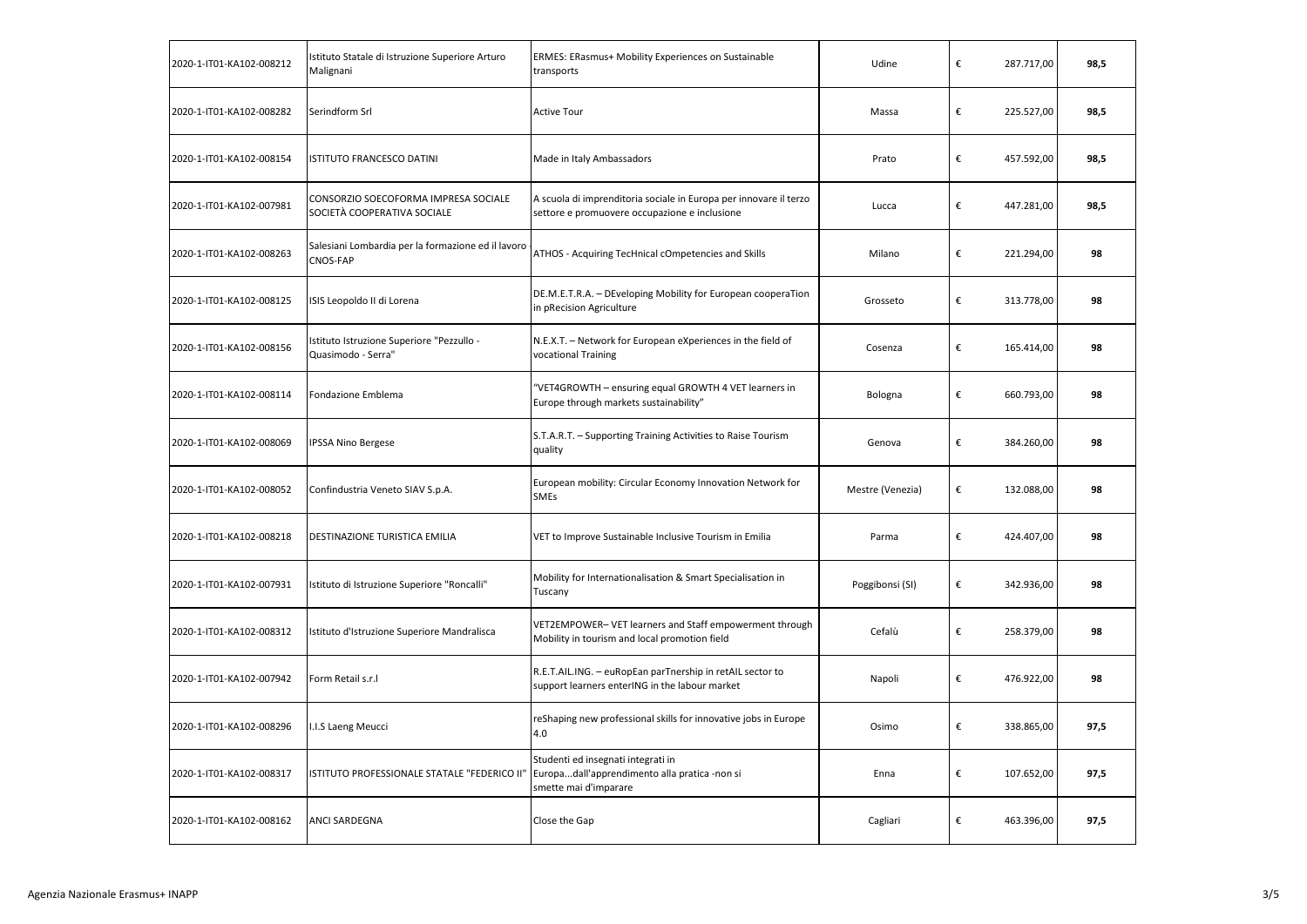| | | | | | |
|---|---|---|---|---|---|
| 2020-1-IT01-KA102-008212 | Istituto Statale di Istruzione Superiore Arturo Malignani | ERMES: ERasmus+ Mobility Experiences on Sustainable transports | Udine | € 287.717,00 | 98,5 |
| 2020-1-IT01-KA102-008282 | Serindform Srl | Active Tour | Massa | € 225.527,00 | 98,5 |
| 2020-1-IT01-KA102-008154 | ISTITUTO FRANCESCO DATINI | Made in Italy Ambassadors | Prato | € 457.592,00 | 98,5 |
| 2020-1-IT01-KA102-007981 | CONSORZIO SOECOFORMA IMPRESA SOCIALE SOCIETÀ COOPERATIVA SOCIALE | A scuola di imprenditoria sociale in Europa per innovare il terzo settore e promuovere occupazione e inclusione | Lucca | € 447.281,00 | 98,5 |
| 2020-1-IT01-KA102-008263 | Salesiani Lombardia per la formazione ed il lavoro CNOS-FAP | ATHOS - Acquiring TecHnical cOmpetencies and Skills | Milano | € 221.294,00 | 98 |
| 2020-1-IT01-KA102-008125 | ISIS Leopoldo II di Lorena | DE.M.E.T.R.A. – DEveloping Mobility for European cooperaTion in pRecision Agriculture | Grosseto | € 313.778,00 | 98 |
| 2020-1-IT01-KA102-008156 | Istituto Istruzione Superiore "Pezzullo - Quasimodo - Serra" | N.E.X.T. – Network for European eXperiences in the field of vocational Training | Cosenza | € 165.414,00 | 98 |
| 2020-1-IT01-KA102-008114 | Fondazione Emblema | "VET4GROWTH – ensuring equal GROWTH 4 VET learners in Europe through markets sustainability" | Bologna | € 660.793,00 | 98 |
| 2020-1-IT01-KA102-008069 | IPSSA Nino Bergese | S.T.A.R.T. – Supporting Training Activities to Raise Tourism quality | Genova | € 384.260,00 | 98 |
| 2020-1-IT01-KA102-008052 | Confindustria Veneto SIAV S.p.A. | European mobility: Circular Economy Innovation Network for SMEs | Mestre (Venezia) | € 132.088,00 | 98 |
| 2020-1-IT01-KA102-008218 | DESTINAZIONE TURISTICA EMILIA | VET to Improve Sustainable Inclusive Tourism in Emilia | Parma | € 424.407,00 | 98 |
| 2020-1-IT01-KA102-007931 | Istituto di Istruzione Superiore "Roncalli" | Mobility for Internationalisation & Smart Specialisation in Tuscany | Poggibonsi (SI) | € 342.936,00 | 98 |
| 2020-1-IT01-KA102-008312 | Istituto d'Istruzione Superiore Mandralisca | VET2EMPOWER– VET learners and Staff empowerment through Mobility in tourism and local promotion field | Cefalù | € 258.379,00 | 98 |
| 2020-1-IT01-KA102-007942 | Form Retail s.r.l | R.E.T.AIL.ING. – euRopEan parTnership in retAIL sector to support learners enterING in the labour market | Napoli | € 476.922,00 | 98 |
| 2020-1-IT01-KA102-008296 | I.I.S Laeng Meucci | reShaping new professional skills for innovative jobs in Europe 4.0 | Osimo | € 338.865,00 | 97,5 |
| 2020-1-IT01-KA102-008317 | ISTITUTO PROFESSIONALE STATALE "FEDERICO II" | Studenti ed insegnati integrati in Europa...dall'apprendimento alla pratica -non si smette mai d'imparare | Enna | € 107.652,00 | 97,5 |
| 2020-1-IT01-KA102-008162 | ANCI SARDEGNA | Close the Gap | Cagliari | € 463.396,00 | 97,5 |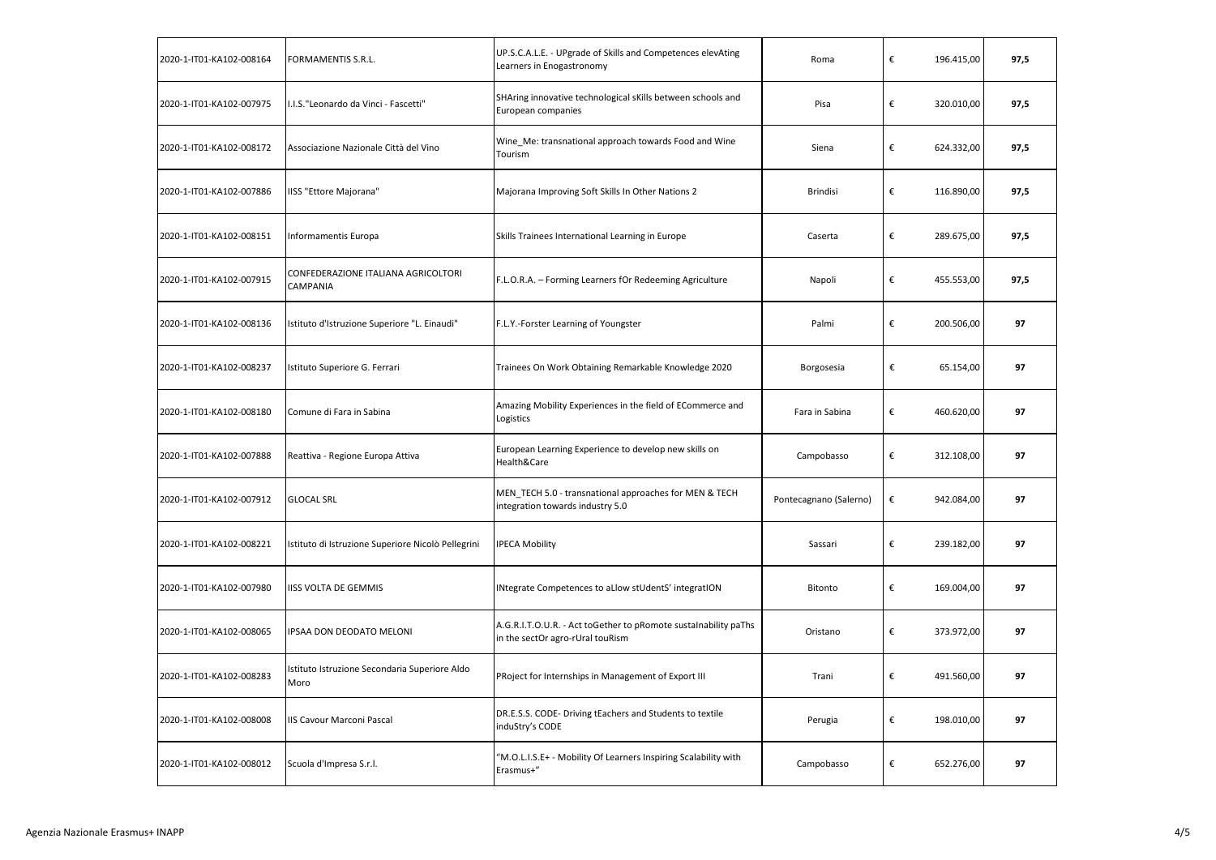| | | | | | |
|---|---|---|---|---|---|
| 2020-1-IT01-KA102-008164 | FORMAMENTIS S.R.L. | UP.S.C.A.L.E. - UPgrade of Skills and Competences elevAting Learners in Enogastronomy | Roma | € 196.415,00 | **97,5** |
| 2020-1-IT01-KA102-007975 | I.I.S."Leonardo da Vinci - Fascetti" | SHAring innovative technological sKills between schools and European companies | Pisa | € 320.010,00 | **97,5** |
| 2020-1-IT01-KA102-008172 | Associazione Nazionale Città del Vino | Wine_Me: transnational approach towards Food and Wine Tourism | Siena | € 624.332,00 | **97,5** |
| 2020-1-IT01-KA102-007886 | IISS "Ettore Majorana" | Majorana Improving Soft Skills In Other Nations 2 | Brindisi | € 116.890,00 | **97,5** |
| 2020-1-IT01-KA102-008151 | Informamentis Europa | Skills Trainees International Learning in Europe | Caserta | € 289.675,00 | **97,5** |
| 2020-1-IT01-KA102-007915 | CONFEDERAZIONE ITALIANA AGRICOLTORI CAMPANIA | F.L.O.R.A. – Forming Learners fOr Redeeming Agriculture | Napoli | € 455.553,00 | **97,5** |
| 2020-1-IT01-KA102-008136 | Istituto d'Istruzione Superiore "L. Einaudi" | F.L.Y.-Forster Learning of Youngster | Palmi | € 200.506,00 | **97** |
| 2020-1-IT01-KA102-008237 | Istituto Superiore G. Ferrari | Trainees On Work Obtaining Remarkable Knowledge 2020 | Borgosesia | € 65.154,00 | **97** |
| 2020-1-IT01-KA102-008180 | Comune di Fara in Sabina | Amazing Mobility Experiences in the field of ECommerce and Logistics | Fara in Sabina | € 460.620,00 | **97** |
| 2020-1-IT01-KA102-007888 | Reattiva - Regione Europa Attiva | European Learning Experience to develop new skills on Health&Care | Campobasso | € 312.108,00 | **97** |
| 2020-1-IT01-KA102-007912 | GLOCAL SRL | MEN_TECH 5.0 - transnational approaches for MEN & TECH integration towards industry 5.0 | Pontecagnano (Salerno) | € 942.084,00 | **97** |
| 2020-1-IT01-KA102-008221 | Istituto di Istruzione Superiore Nicolò Pellegrini | IPECA Mobility | Sassari | € 239.182,00 | **97** |
| 2020-1-IT01-KA102-007980 | IISS VOLTA DE GEMMIS | INtegrate Competences to aLlow stUdentS' integratION | Bitonto | € 169.004,00 | **97** |
| 2020-1-IT01-KA102-008065 | IPSAA DON DEODATO MELONI | A.G.R.I.T.O.U.R. - Act toGether to pRomote sustaInability paThs in the sectOr agro-rUral touRism | Oristano | € 373.972,00 | **97** |
| 2020-1-IT01-KA102-008283 | Istituto Istruzione Secondaria Superiore Aldo Moro | PRoject for Internships in Management of Export III | Trani | € 491.560,00 | **97** |
| 2020-1-IT01-KA102-008008 | IIS Cavour Marconi Pascal | DR.E.S.S. CODE- Driving tEachers and Students to textile induStry's CODE | Perugia | € 198.010,00 | **97** |
| 2020-1-IT01-KA102-008012 | Scuola d'Impresa S.r.l. | "M.O.L.I.S.E+ - Mobility Of Learners Inspiring Scalability with Erasmus+" | Campobasso | € 652.276,00 | **97** |

Agenzia Nazionale Erasmus+ INAPP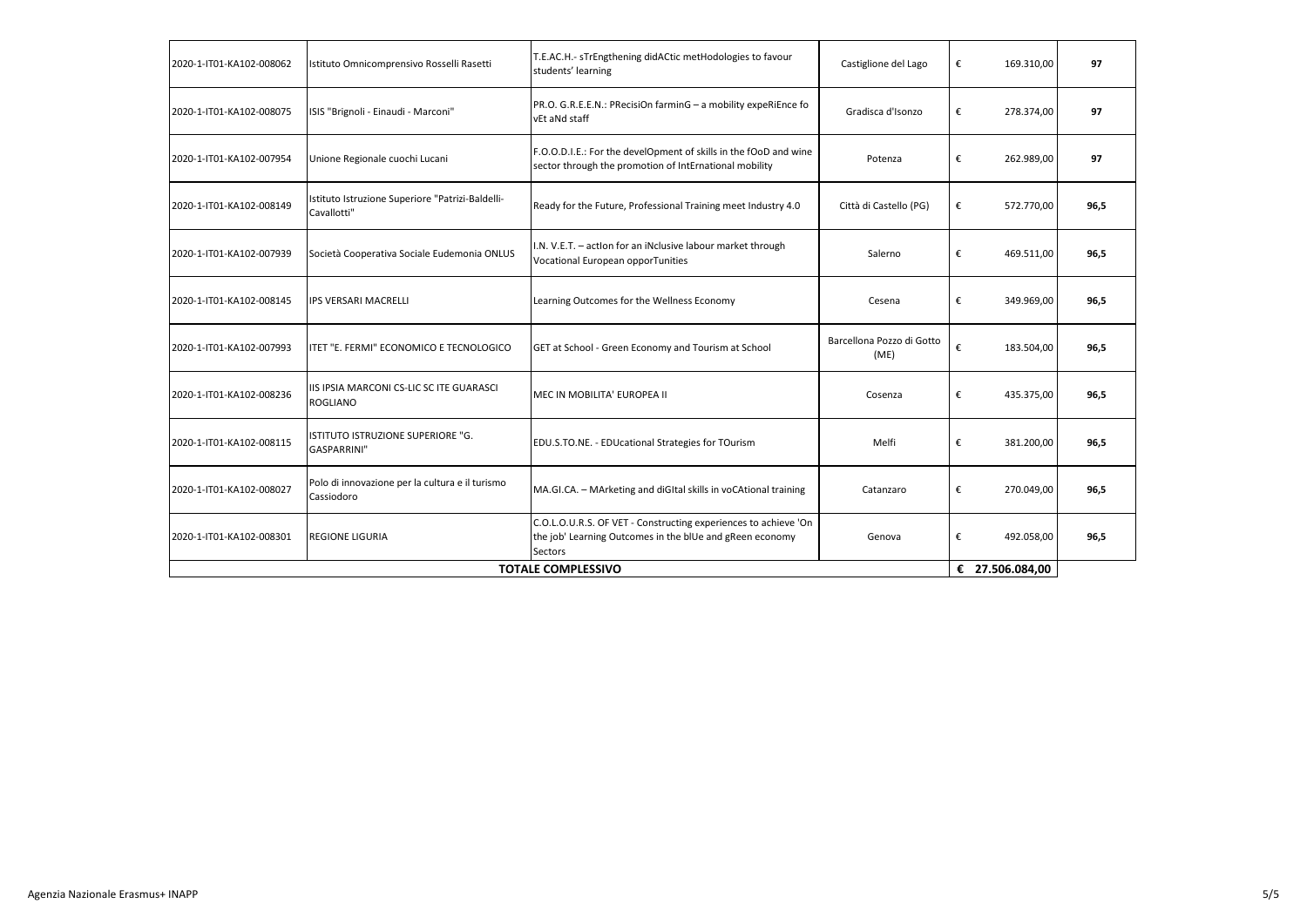| | | | | | |
|---|---|---|---|---|---|
| 2020-1-IT01-KA102-008062 | Istituto Omnicomprensivo Rosselli Rasetti | T.E.AC.H.- sTrEngthening didACtic metHodologies to favour students' learning | Castiglione del Lago | € 169.310,00 | **97** |
| 2020-1-IT01-KA102-008075 | ISIS "Brignoli - Einaudi - Marconi" | PR.O. G.R.E.E.N.: PRecisiOn farminG – a mobility expeRiEnce fo vEt aNd staff | Gradisca d'Isonzo | € 278.374,00 | **97** |
| 2020-1-IT01-KA102-007954 | Unione Regionale cuochi Lucani | F.O.O.D.I.E.: For the develOpment of skills in the fOoD and wine sector through the promotion of IntErnational mobility | Potenza | € 262.989,00 | **97** |
| 2020-1-IT01-KA102-008149 | Istituto Istruzione Superiore "Patrizi-Baldelli-Cavallotti" | Ready for the Future, Professional Training meet Industry 4.0 | Città di Castello (PG) | € 572.770,00 | **96,5** |
| 2020-1-IT01-KA102-007939 | Società Cooperativa Sociale Eudemonia ONLUS | I.N. V.E.T. – actIon for an iNclusive labour market through Vocational European opporTunities | Salerno | € 469.511,00 | **96,5** |
| 2020-1-IT01-KA102-008145 | IPS VERSARI MACRELLI | Learning Outcomes for the Wellness Economy | Cesena | € 349.969,00 | **96,5** |
| 2020-1-IT01-KA102-007993 | ITET "E. FERMI" ECONOMICO E TECNOLOGICO | GET at School - Green Economy and Tourism at School | Barcellona Pozzo di Gotto (ME) | € 183.504,00 | **96,5** |
| 2020-1-IT01-KA102-008236 | IIS IPSIA MARCONI CS-LIC SC ITE GUARASCI ROGLIANO | MEC IN MOBILITA' EUROPEA II | Cosenza | € 435.375,00 | **96,5** |
| 2020-1-IT01-KA102-008115 | ISTITUTO ISTRUZIONE SUPERIORE "G. GASPARRINI" | EDU.S.TO.NE. - EDUcational Strategies for TOurism | Melfi | € 381.200,00 | **96,5** |
| 2020-1-IT01-KA102-008027 | Polo di innovazione per la cultura e il turismo Cassiodoro | MA.GI.CA. – MArketing and diGItal skills in voCAtional training | Catanzaro | € 270.049,00 | **96,5** |
| 2020-1-IT01-KA102-008301 | REGIONE LIGURIA | C.O.L.O.U.R.S. OF VET - Constructing experiences to achieve 'On the job' Learning Outcomes in the blUe and gReen economy Sectors | Genova | € 492.058,00 | **96,5** |
| **TOTALE COMPLESSIVO** | | | | **€ 27.506.084,00** | |